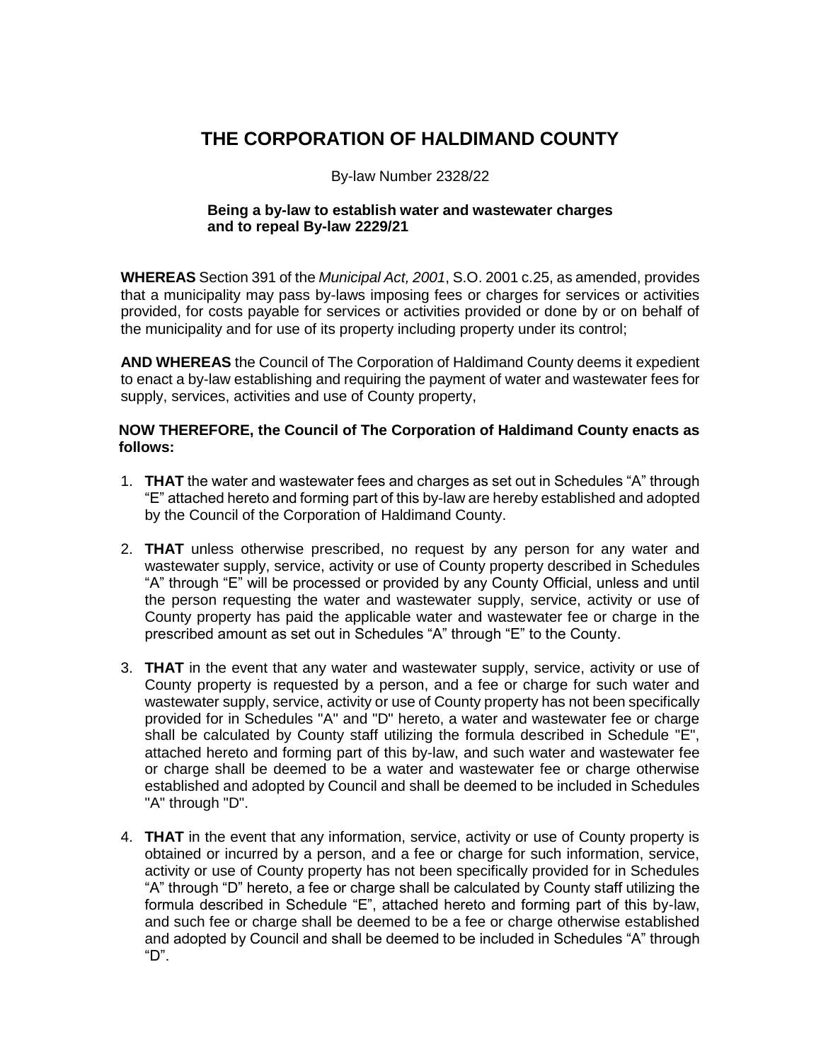# THE CORPORATION OF HALDIMAND COUNTY

By-law Number 2328/22

**Being a by-law to establish water and wastewater charges and to repeal By-law 2229/21**

**WHEREAS** Section 391 of the *Municipal Act, 2001*, S.O. 2001 c.25, as amended, provides that a municipality may pass by-laws imposing fees or charges for services or activities provided, for costs payable for services or activities provided or done by or on behalf of the municipality and for use of its property including property under its control;

**AND WHEREAS** the Council of The Corporation of Haldimand County deems it expedient to enact a by-law establishing and requiring the payment of water and wastewater fees for supply, services, activities and use of County property,

**NOW THEREFORE, the Council of The Corporation of Haldimand County enacts as follows:**

1. **THAT** the water and wastewater fees and charges as set out in Schedules "A" through "E" attached hereto and forming part of this by-law are hereby established and adopted by the Council of the Corporation of Haldimand County.

2. **THAT** unless otherwise prescribed, no request by any person for any water and wastewater supply, service, activity or use of County property described in Schedules "A" through "E" will be processed or provided by any County Official, unless and until the person requesting the water and wastewater supply, service, activity or use of County property has paid the applicable water and wastewater fee or charge in the prescribed amount as set out in Schedules "A" through "E" to the County.

3. **THAT** in the event that any water and wastewater supply, service, activity or use of County property is requested by a person, and a fee or charge for such water and wastewater supply, service, activity or use of County property has not been specifically provided for in Schedules "A" and "D" hereto, a water and wastewater fee or charge shall be calculated by County staff utilizing the formula described in Schedule "E", attached hereto and forming part of this by-law, and such water and wastewater fee or charge shall be deemed to be a water and wastewater fee or charge otherwise established and adopted by Council and shall be deemed to be included in Schedules "A" through "D".

4. **THAT** in the event that any information, service, activity or use of County property is obtained or incurred by a person, and a fee or charge for such information, service, activity or use of County property has not been specifically provided for in Schedules "A" through "D" hereto, a fee or charge shall be calculated by County staff utilizing the formula described in Schedule "E", attached hereto and forming part of this by-law, and such fee or charge shall be deemed to be a fee or charge otherwise established and adopted by Council and shall be deemed to be included in Schedules "A" through "D".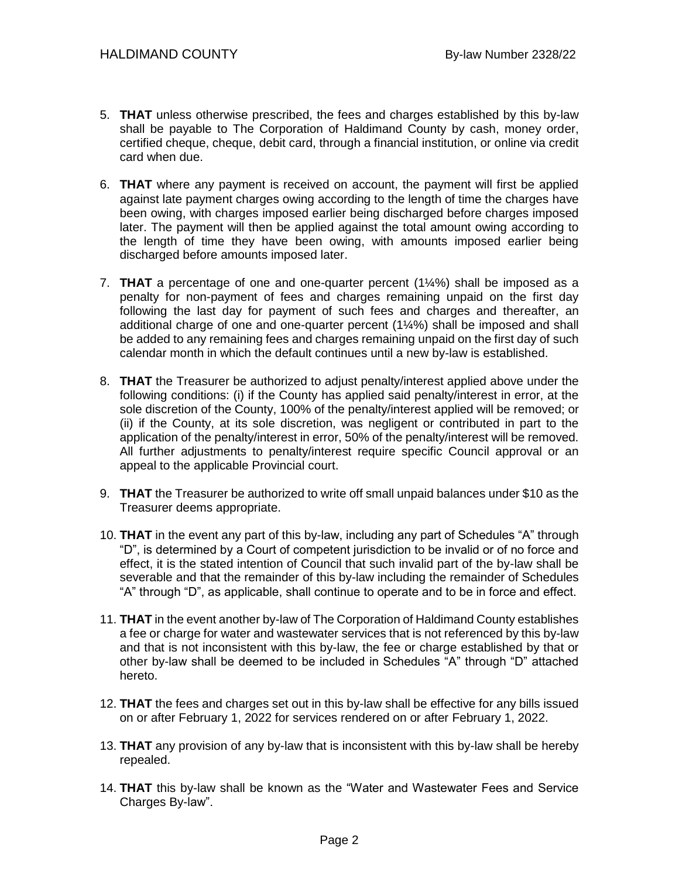5. **THAT** unless otherwise prescribed, the fees and charges established by this by-law shall be payable to The Corporation of Haldimand County by cash, money order, certified cheque, cheque, debit card, through a financial institution, or online via credit card when due.

6. **THAT** where any payment is received on account, the payment will first be applied against late payment charges owing according to the length of time the charges have been owing, with charges imposed earlier being discharged before charges imposed later. The payment will then be applied against the total amount owing according to the length of time they have been owing, with amounts imposed earlier being discharged before amounts imposed later.

7. **THAT** a percentage of one and one-quarter percent (1¼%) shall be imposed as a penalty for non-payment of fees and charges remaining unpaid on the first day following the last day for payment of such fees and charges and thereafter, an additional charge of one and one-quarter percent (1¼%) shall be imposed and shall be added to any remaining fees and charges remaining unpaid on the first day of such calendar month in which the default continues until a new by-law is established.

8. **THAT** the Treasurer be authorized to adjust penalty/interest applied above under the following conditions: (i) if the County has applied said penalty/interest in error, at the sole discretion of the County, 100% of the penalty/interest applied will be removed; or (ii) if the County, at its sole discretion, was negligent or contributed in part to the application of the penalty/interest in error, 50% of the penalty/interest will be removed. All further adjustments to penalty/interest require specific Council approval or an appeal to the applicable Provincial court.

9. **THAT** the Treasurer be authorized to write off small unpaid balances under $10 as the Treasurer deems appropriate.

10. **THAT** in the event any part of this by-law, including any part of Schedules “A” through “D”, is determined by a Court of competent jurisdiction to be invalid or of no force and effect, it is the stated intention of Council that such invalid part of the by-law shall be severable and that the remainder of this by-law including the remainder of Schedules “A” through “D”, as applicable, shall continue to operate and to be in force and effect.

11. **THAT** in the event another by-law of The Corporation of Haldimand County establishes a fee or charge for water and wastewater services that is not referenced by this by-law and that is not inconsistent with this by-law, the fee or charge established by that or other by-law shall be deemed to be included in Schedules “A” through “D” attached hereto.

12. **THAT** the fees and charges set out in this by-law shall be effective for any bills issued on or after February 1, 2022 for services rendered on or after February 1, 2022.

13. **THAT** any provision of any by-law that is inconsistent with this by-law shall be hereby repealed.

14. **THAT** this by-law shall be known as the “Water and Wastewater Fees and Service Charges By-law”.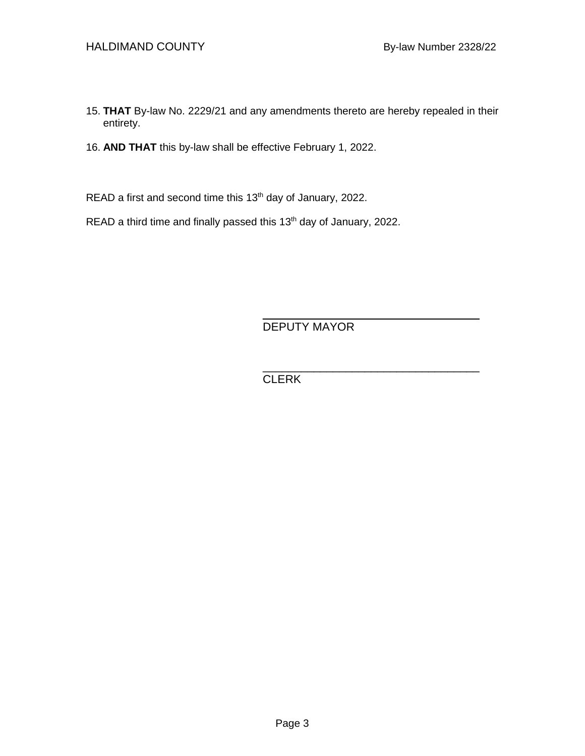15. **THAT** By-law No. 2229/21 and any amendments thereto are hereby repealed in their entirety.

16. **AND THAT** this by-law shall be effective February 1, 2022.

READ a first and second time this 13th day of January, 2022.

READ a third time and finally passed this 13th day of January, 2022.

\_\_\_\_\_\_\_\_\_\_\_\_\_\_\_\_\_\_\_\_\_\_\_\_\_\_\_\_\_\_\_\_\_\_\_
DEPUTY MAYOR

\_\_\_\_\_\_\_\_\_\_\_\_\_\_\_\_\_\_\_\_\_\_\_\_\_\_\_\_\_\_\_\_\_\_\_
CLERK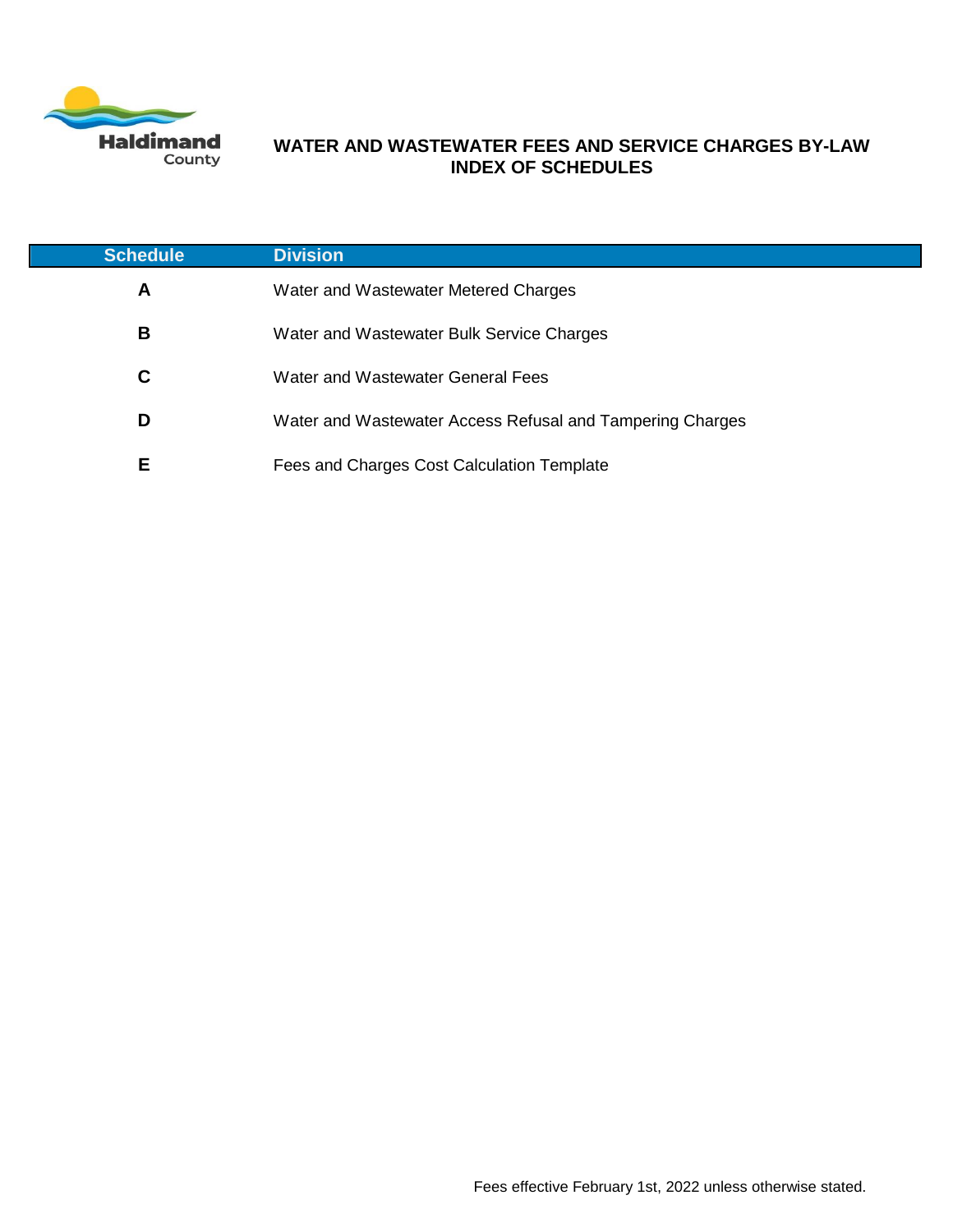# WATER AND WASTEWATER FEES AND SERVICE CHARGES BY-LAW
## INDEX OF SCHEDULES

| Schedule | Division |
|---|---|
| A | Water and Wastewater Metered Charges |
| B | Water and Wastewater Bulk Service Charges |
| C | Water and Wastewater General Fees |
| D | Water and Wastewater Access Refusal and Tampering Charges |
| E | Fees and Charges Cost Calculation Template |

Fees effective February 1st, 2022 unless otherwise stated.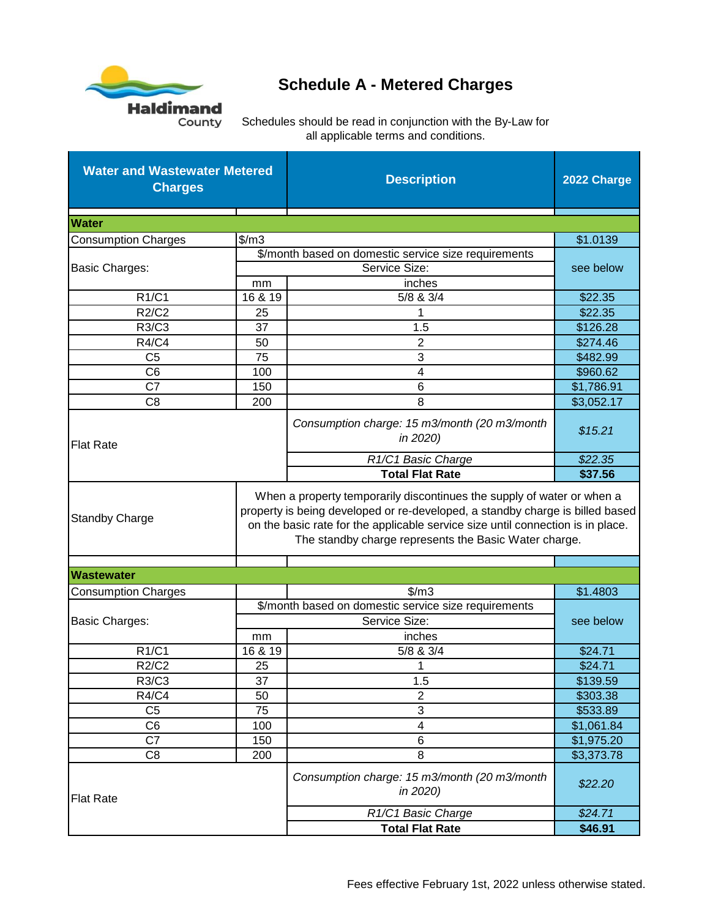# Schedule A - Metered Charges

Schedules should be read in conjunction with the By-Law for all applicable terms and conditions.

| Water and Wastewater Metered Charges | | Description | 2022 Charge |
|---|---|---|---|
| **Water** | | | |
| Consumption Charges | $/m3 | | $1.0139 |
| Basic Charges: | $/month based on domestic service size requirements | | see below |
| | Service Size: | | |
| | mm | inches | |
| R1/C1 | 16 & 19 | 5/8 & 3/4 | $22.35 |
| R2/C2 | 25 | 1 | $22.35 |
| R3/C3 | 37 | 1.5 | $126.28 |
| R4/C4 | 50 | 2 | $274.46 |
| C5 | 75 | 3 | $482.99 |
| C6 | 100 | 4 | $960.62 |
| C7 | 150 | 6 | $1,786.91 |
| C8 | 200 | 8 | $3,052.17 |
| Flat Rate | | *Consumption charge: 15 m3/month (20 m3/month in 2020)* | *$15.21* |
| | | *R1/C1 Basic Charge* | *$22.35* |
| | | **Total Flat Rate** | **$37.56** |
| Standby Charge | When a property temporarily discontinues the supply of water or when a property is being developed or re-developed, a standby charge is billed based on the basic rate for the applicable service size until connection is in place. The standby charge represents the Basic Water charge. | | |
| **Wastewater** | | | |
| Consumption Charges | | $/m3 | $1.4803 |
| Basic Charges: | $/month based on domestic service size requirements | | see below |
| | Service Size: | | |
| | mm | inches | |
| R1/C1 | 16 & 19 | 5/8 & 3/4 | $24.71 |
| R2/C2 | 25 | 1 | $24.71 |
| R3/C3 | 37 | 1.5 | $139.59 |
| R4/C4 | 50 | 2 | $303.38 |
| C5 | 75 | 3 | $533.89 |
| C6 | 100 | 4 | $1,061.84 |
| C7 | 150 | 6 | $1,975.20 |
| C8 | 200 | 8 | $3,373.78 |
| Flat Rate | | *Consumption charge: 15 m3/month (20 m3/month in 2020)* | *$22.20* |
| | | *R1/C1 Basic Charge* | *$24.71* |
| | | **Total Flat Rate** | **$46.91** |

Fees effective February 1st, 2022 unless otherwise stated.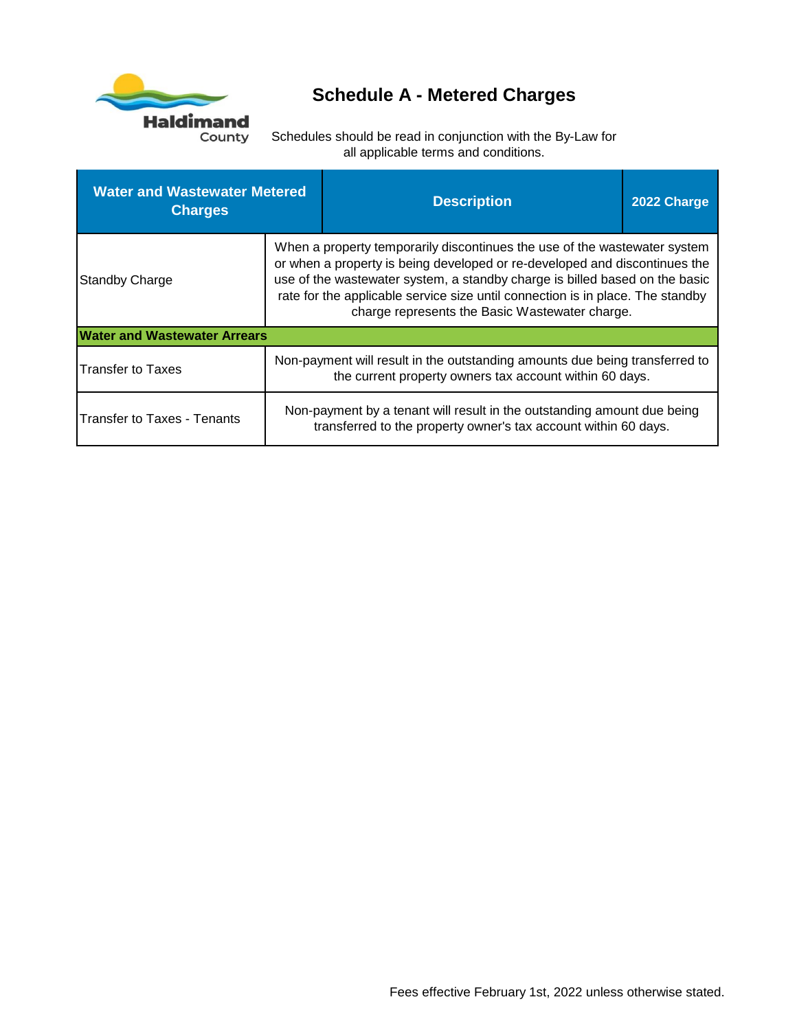# Schedule A - Metered Charges

Schedules should be read in conjunction with the By-Law for all applicable terms and conditions.

| Water and Wastewater Metered Charges | Description | 2022 Charge |
|---|---|---|
| Standby Charge | When a property temporarily discontinues the use of the wastewater system or when a property is being developed or re-developed and discontinues the use of the wastewater system, a standby charge is billed based on the basic rate for the applicable service size until connection is in place. The standby charge represents the Basic Wastewater charge. | |
| **Water and Wastewater Arrears** | | |
| Transfer to Taxes | Non-payment will result in the outstanding amounts due being transferred to the current property owners tax account within 60 days. | |
| Transfer to Taxes - Tenants | Non-payment by a tenant will result in the outstanding amount due being transferred to the property owner's tax account within 60 days. | |

Fees effective February 1st, 2022 unless otherwise stated.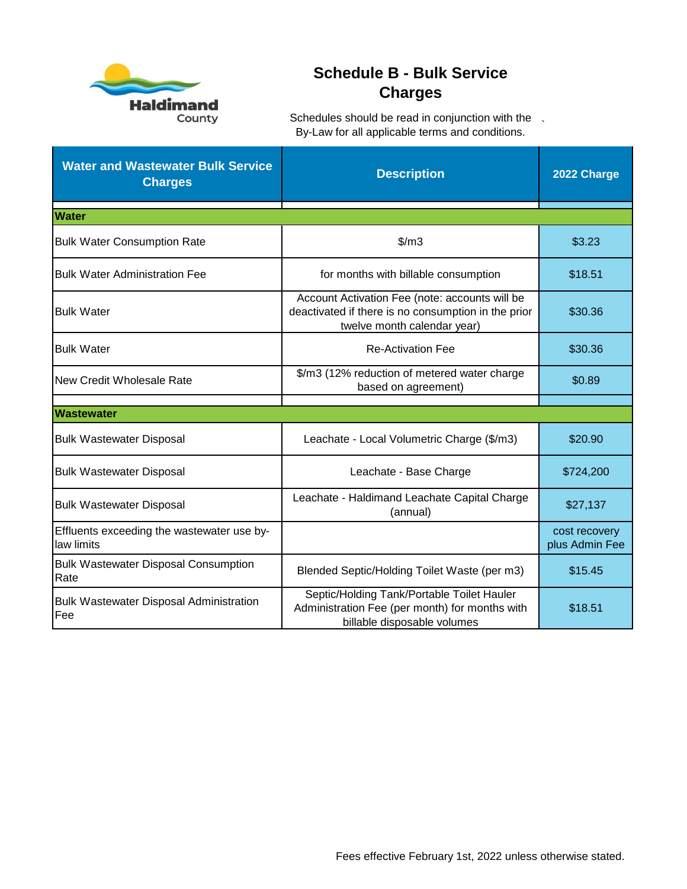Haldimand County

# Schedule B - Bulk Service Charges

Schedules should be read in conjunction with the 、 By-Law for all applicable terms and conditions.

| Water and Wastewater Bulk Service Charges | Description | 2022 Charge |
|---|---|---|
| **Water** | | |
| Bulk Water Consumption Rate | $/m3 | $3.23 |
| Bulk Water Administration Fee | for months with billable consumption | $18.51 |
| Bulk Water | Account Activation Fee (note: accounts will be deactivated if there is no consumption in the prior twelve month calendar year) | $30.36 |
| Bulk Water | Re-Activation Fee | $30.36 |
| New Credit Wholesale Rate | $/m3 (12% reduction of metered water charge based on agreement) | $0.89 |
| **Wastewater** | | |
| Bulk Wastewater Disposal | Leachate - Local Volumetric Charge ($/m3) | $20.90 |
| Bulk Wastewater Disposal | Leachate - Base Charge | $724,200 |
| Bulk Wastewater Disposal | Leachate - Haldimand Leachate Capital Charge (annual) | $27,137 |
| Effluents exceeding the wastewater use by-law limits | | cost recovery plus Admin Fee |
| Bulk Wastewater Disposal Consumption Rate | Blended Septic/Holding Toilet Waste (per m3) | $15.45 |
| Bulk Wastewater Disposal Administration Fee | Septic/Holding Tank/Portable Toilet Hauler Administration Fee (per month) for months with billable disposable volumes | $18.51 |

Fees effective February 1st, 2022 unless otherwise stated.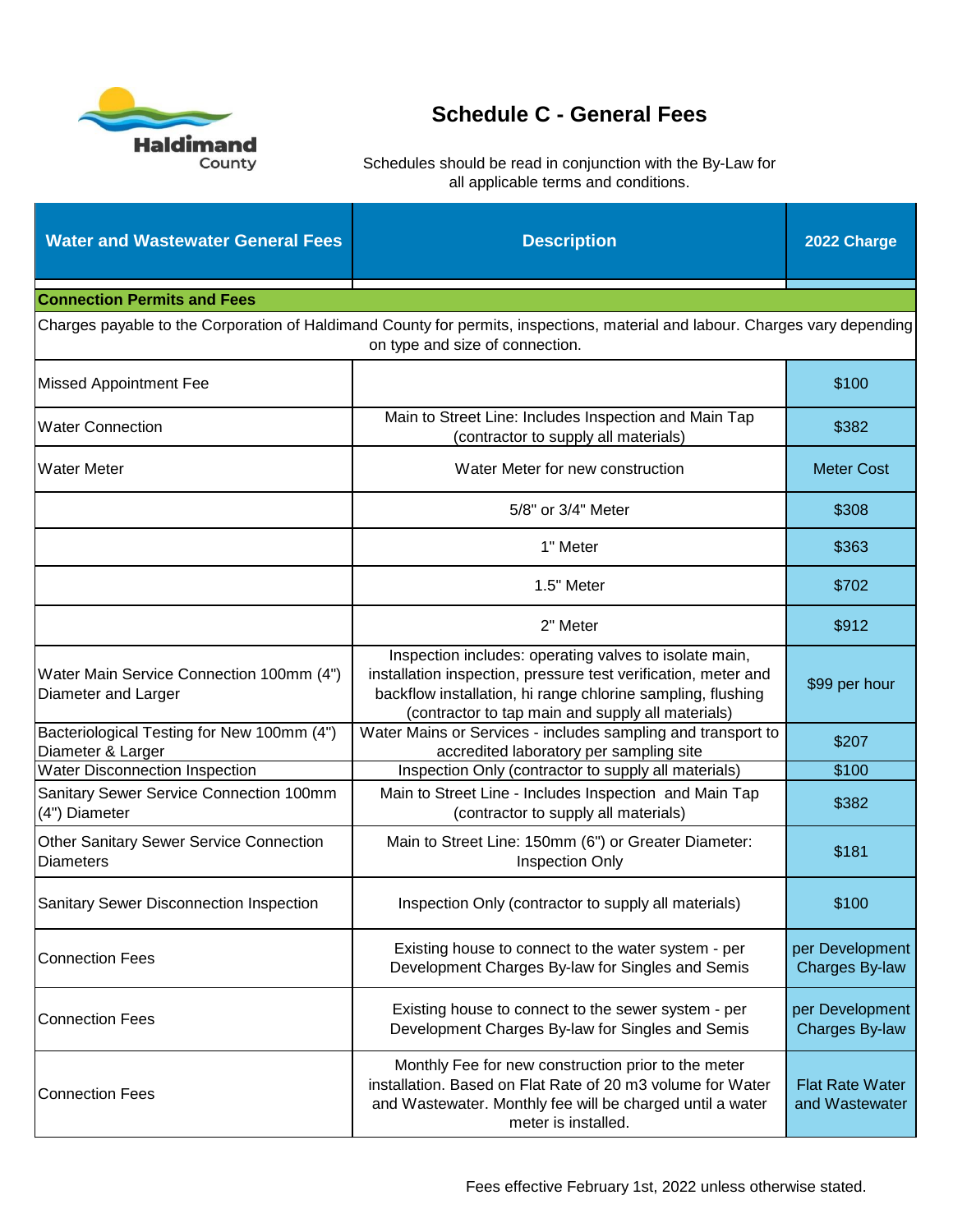# Schedule C - General Fees

Schedules should be read in conjunction with the By-Law for all applicable terms and conditions.

| Water and Wastewater General Fees | Description | 2022 Charge |
|---|---|---|
| **Connection Permits and Fees** | | |
| Charges payable to the Corporation of Haldimand County for permits, inspections, material and labour. Charges vary depending on type and size of connection. | | |
| Missed Appointment Fee | | $100 |
| Water Connection | Main to Street Line: Includes Inspection and Main Tap (contractor to supply all materials) | $382 |
| Water Meter | Water Meter for new construction | Meter Cost |
| | 5/8" or 3/4" Meter | $308 |
| | 1" Meter | $363 |
| | 1.5" Meter | $702 |
| | 2" Meter | $912 |
| Water Main Service Connection 100mm (4") Diameter and Larger | Inspection includes: operating valves to isolate main, installation inspection, pressure test verification, meter and backflow installation, hi range chlorine sampling, flushing (contractor to tap main and supply all materials) | $99 per hour |
| Bacteriological Testing for New 100mm (4") Diameter & Larger | Water Mains or Services - includes sampling and transport to accredited laboratory per sampling site | $207 |
| Water Disconnection Inspection | Inspection Only (contractor to supply all materials) | $100 |
| Sanitary Sewer Service Connection 100mm (4") Diameter | Main to Street Line - Includes Inspection and Main Tap (contractor to supply all materials) | $382 |
| Other Sanitary Sewer Service Connection Diameters | Main to Street Line: 150mm (6") or Greater Diameter: Inspection Only | $181 |
| Sanitary Sewer Disconnection Inspection | Inspection Only (contractor to supply all materials) | $100 |
| Connection Fees | Existing house to connect to the water system - per Development Charges By-law for Singles and Semis | per Development Charges By-law |
| Connection Fees | Existing house to connect to the sewer system - per Development Charges By-law for Singles and Semis | per Development Charges By-law |
| Connection Fees | Monthly Fee for new construction prior to the meter installation. Based on Flat Rate of 20 m3 volume for Water and Wastewater. Monthly fee will be charged until a water meter is installed. | Flat Rate Water and Wastewater |

Fees effective February 1st, 2022 unless otherwise stated.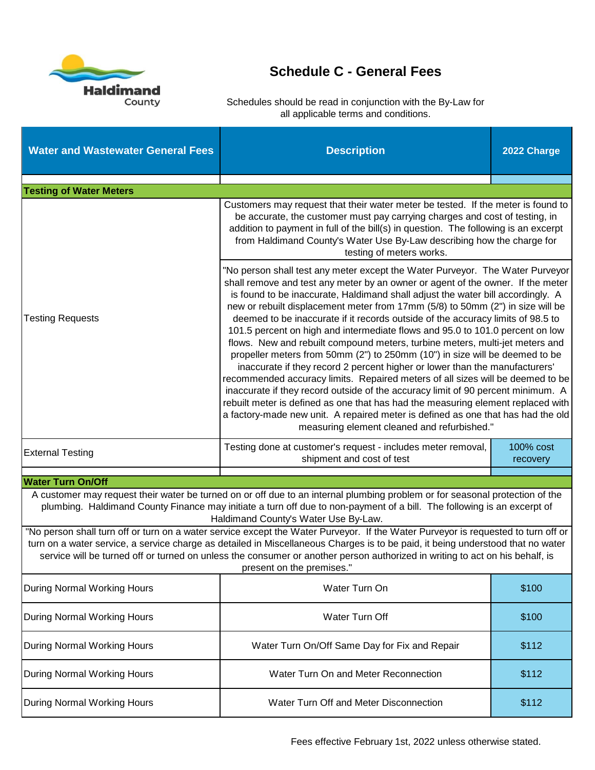# Schedule C - General Fees

Schedules should be read in conjunction with the By-Law for all applicable terms and conditions.

| Water and Wastewater General Fees | Description | 2022 Charge |
|---|---|---|
| **Testing of Water Meters** | | |
| Testing Requests | Customers may request that their water meter be tested. If the meter is found to be accurate, the customer must pay carrying charges and cost of testing, in addition to payment in full of the bill(s) in question. The following is an excerpt from Haldimand County's Water Use By-Law describing how the charge for testing of meters works. | |
| | "No person shall test any meter except the Water Purveyor. The Water Purveyor shall remove and test any meter by an owner or agent of the owner. If the meter is found to be inaccurate, Haldimand shall adjust the water bill accordingly. A new or rebuilt displacement meter from 17mm (5/8) to 50mm (2") in size will be deemed to be inaccurate if it records outside of the accuracy limits of 98.5 to 101.5 percent on high and intermediate flows and 95.0 to 101.0 percent on low flows. New and rebuilt compound meters, turbine meters, multi-jet meters and propeller meters from 50mm (2") to 250mm (10") in size will be deemed to be inaccurate if they record 2 percent higher or lower than the manufacturers' recommended accuracy limits. Repaired meters of all sizes will be deemed to be inaccurate if they record outside of the accuracy limit of 90 percent minimum. A rebuilt meter is defined as one that has had the measuring element replaced with a factory-made new unit. A repaired meter is defined as one that has had the old measuring element cleaned and refurbished." | |
| External Testing | Testing done at customer's request - includes meter removal, shipment and cost of test | 100% cost recovery |
| **Water Turn On/Off** | | |
| A customer may request their water be turned on or off due to an internal plumbing problem or for seasonal protection of the plumbing. Haldimand County Finance may initiate a turn off due to non-payment of a bill. The following is an excerpt of Haldimand County's Water Use By-Law. | | |
| "No person shall turn off or turn on a water service except the Water Purveyor. If the Water Purveyor is requested to turn off or turn on a water service, a service charge as detailed in Miscellaneous Charges is to be paid, it being understood that no water service will be turned off or turned on unless the consumer or another person authorized in writing to act on his behalf, is present on the premises." | | |
| During Normal Working Hours | Water Turn On | $100 |
| During Normal Working Hours | Water Turn Off | $100 |
| During Normal Working Hours | Water Turn On/Off Same Day for Fix and Repair | $112 |
| During Normal Working Hours | Water Turn On and Meter Reconnection | $112 |
| During Normal Working Hours | Water Turn Off and Meter Disconnection | $112 |

Fees effective February 1st, 2022 unless otherwise stated.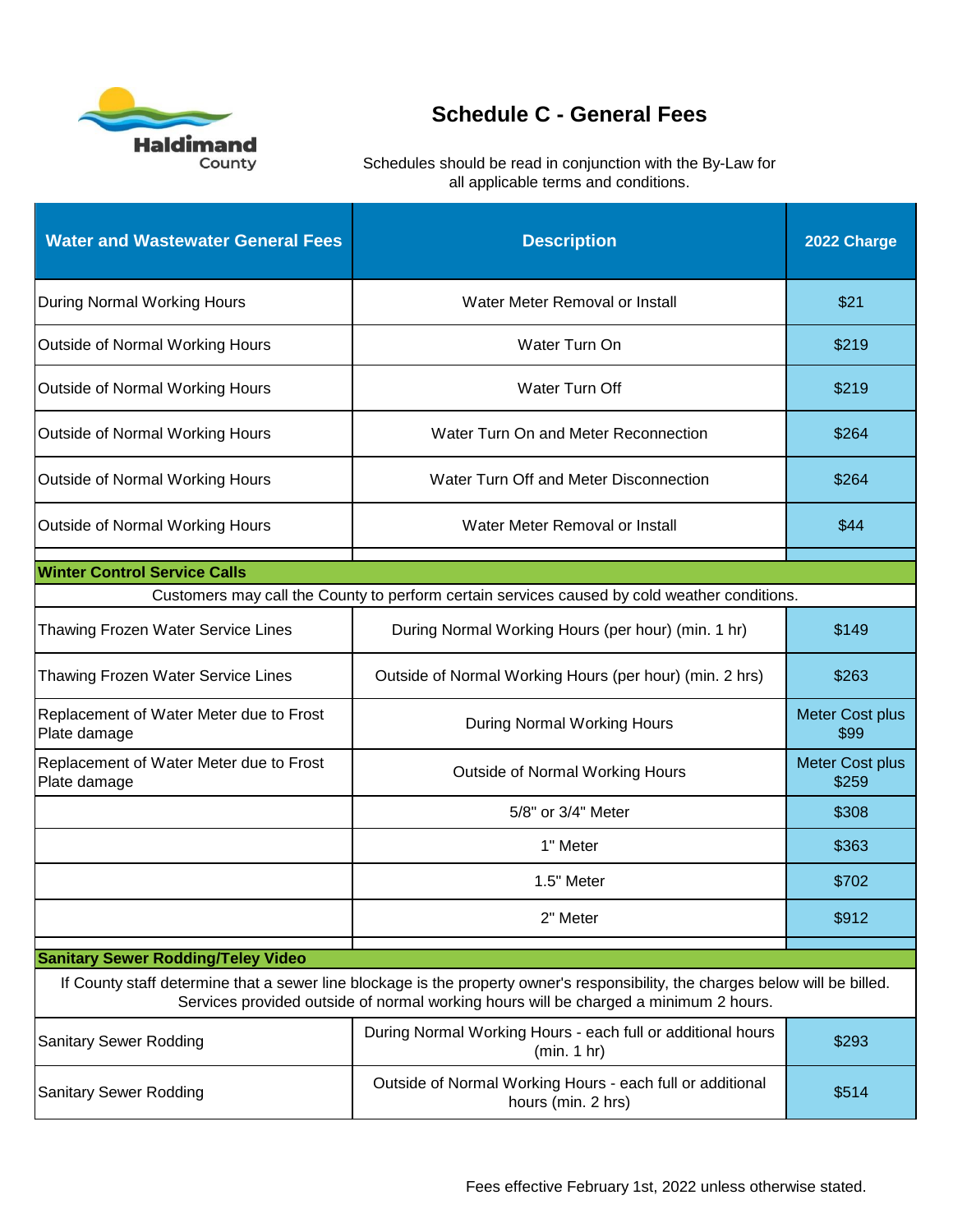Haldimand County

# Schedule C - General Fees

Schedules should be read in conjunction with the By-Law for all applicable terms and conditions.

| Water and Wastewater General Fees | Description | 2022 Charge |
|---|---|---|
| During Normal Working Hours | Water Meter Removal or Install | $21 |
| Outside of Normal Working Hours | Water Turn On | $219 |
| Outside of Normal Working Hours | Water Turn Off | $219 |
| Outside of Normal Working Hours | Water Turn On and Meter Reconnection | $264 |
| Outside of Normal Working Hours | Water Turn Off and Meter Disconnection | $264 |
| Outside of Normal Working Hours | Water Meter Removal or Install | $44 |
| **Winter Control Service Calls** | | |
| Customers may call the County to perform certain services caused by cold weather conditions. | | |
| Thawing Frozen Water Service Lines | During Normal Working Hours (per hour) (min. 1 hr) | $149 |
| Thawing Frozen Water Service Lines | Outside of Normal Working Hours (per hour) (min. 2 hrs) | $263 |
| Replacement of Water Meter due to Frost Plate damage | During Normal Working Hours | Meter Cost plus $99 |
| Replacement of Water Meter due to Frost Plate damage | Outside of Normal Working Hours | Meter Cost plus $259 |
| | 5/8" or 3/4" Meter | $308 |
| | 1" Meter | $363 |
| | 1.5" Meter | $702 |
| | 2" Meter | $912 |
| **Sanitary Sewer Rodding/Teley Video** | | |
| If County staff determine that a sewer line blockage is the property owner's responsibility, the charges below will be billed. Services provided outside of normal working hours will be charged a minimum 2 hours. | | |
| Sanitary Sewer Rodding | During Normal Working Hours - each full or additional hours (min. 1 hr) | $293 |
| Sanitary Sewer Rodding | Outside of Normal Working Hours - each full or additional hours (min. 2 hrs) | $514 |

Fees effective February 1st, 2022 unless otherwise stated.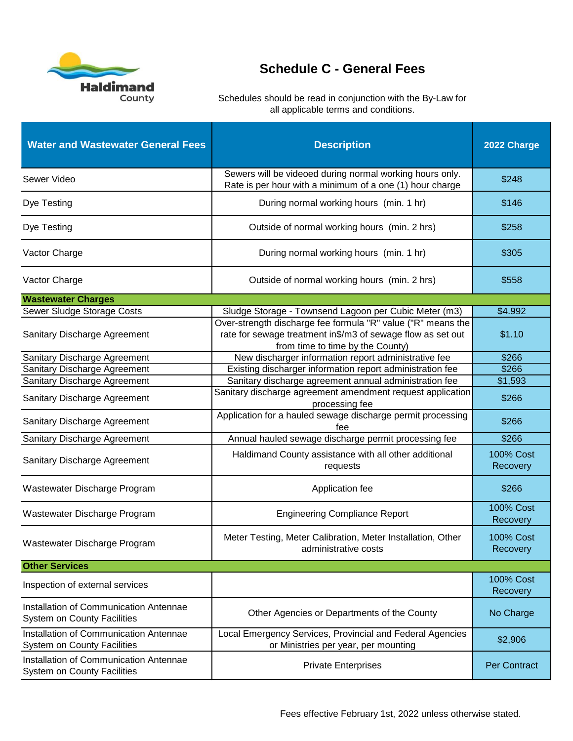# Schedule C - General Fees

Schedules should be read in conjunction with the By-Law for all applicable terms and conditions.

| Water and Wastewater General Fees | Description | 2022 Charge |
|---|---|---|
| Sewer Video | Sewers will be videoed during normal working hours only. Rate is per hour with a minimum of a one (1) hour charge | $248 |
| Dye Testing | During normal working hours (min. 1 hr) | $146 |
| Dye Testing | Outside of normal working hours (min. 2 hrs) | $258 |
| Vactor Charge | During normal working hours (min. 1 hr) | $305 |
| Vactor Charge | Outside of normal working hours (min. 2 hrs) | $558 |
| **Wastewater Charges** | | |
| Sewer Sludge Storage Costs | Sludge Storage - Townsend Lagoon per Cubic Meter (m3) | $4.992 |
| Sanitary Discharge Agreement | Over-strength discharge fee formula "R" value ("R" means the rate for sewage treatment in$/m3 of sewage flow as set out from time to time by the County) | $1.10 |
| Sanitary Discharge Agreement | New discharger information report administrative fee | $266 |
| Sanitary Discharge Agreement | Existing discharger information report administration fee | $266 |
| Sanitary Discharge Agreement | Sanitary discharge agreement annual administration fee | $1,593 |
| Sanitary Discharge Agreement | Sanitary discharge agreement amendment request application processing fee | $266 |
| Sanitary Discharge Agreement | Application for a hauled sewage discharge permit processing fee | $266 |
| Sanitary Discharge Agreement | Annual hauled sewage discharge permit processing fee | $266 |
| Sanitary Discharge Agreement | Haldimand County assistance with all other additional requests | 100% Cost Recovery |
| Wastewater Discharge Program | Application fee | $266 |
| Wastewater Discharge Program | Engineering Compliance Report | 100% Cost Recovery |
| Wastewater Discharge Program | Meter Testing, Meter Calibration, Meter Installation, Other administrative costs | 100% Cost Recovery |
| **Other Services** | | |
| Inspection of external services | | 100% Cost Recovery |
| Installation of Communication Antennae System on County Facilities | Other Agencies or Departments of the County | No Charge |
| Installation of Communication Antennae System on County Facilities | Local Emergency Services, Provincial and Federal Agencies or Ministries per year, per mounting | $2,906 |
| Installation of Communication Antennae System on County Facilities | Private Enterprises | Per Contract |

Fees effective February 1st, 2022 unless otherwise stated.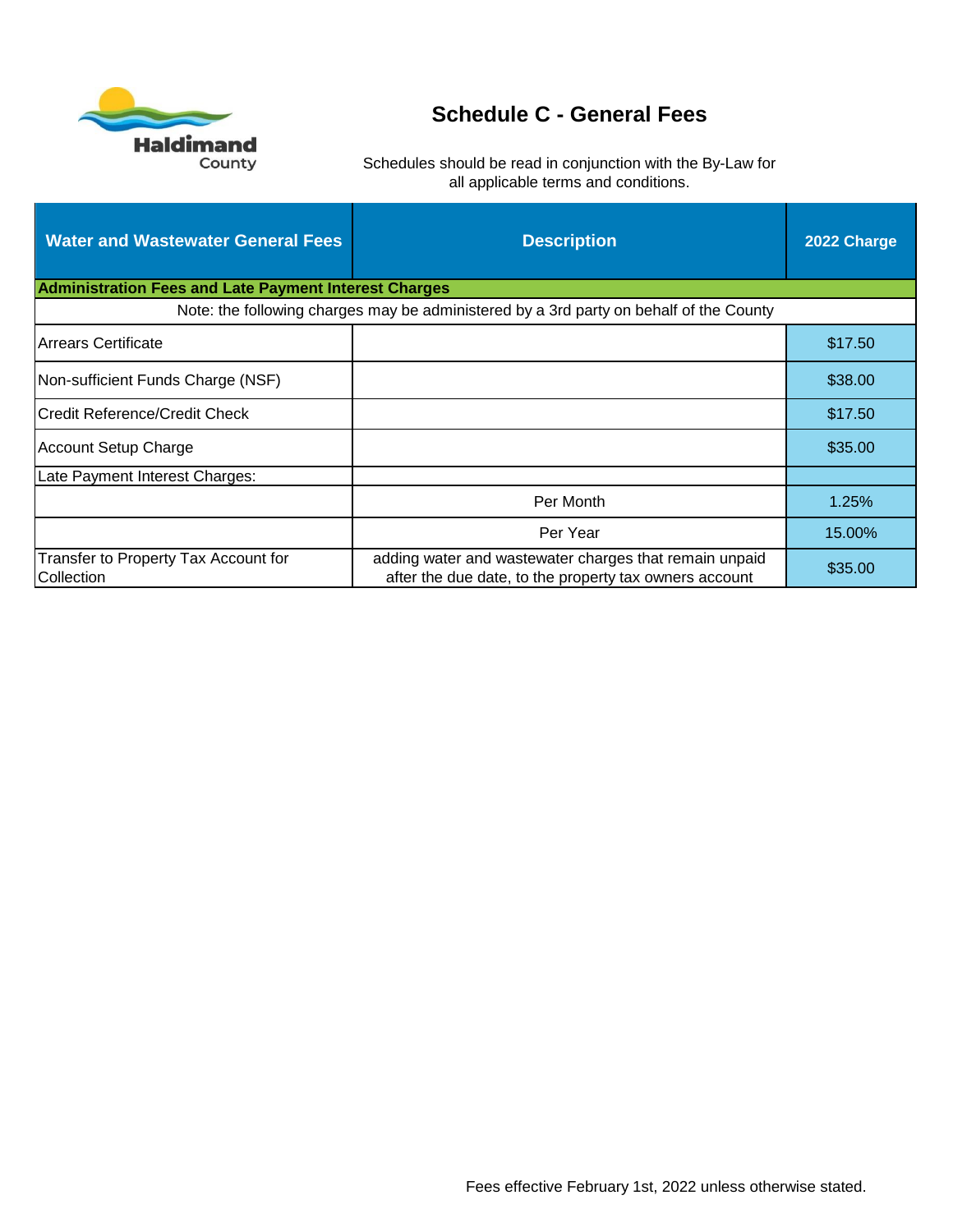# Schedule C - General Fees

Schedules should be read in conjunction with the By-Law for all applicable terms and conditions.

| Water and Wastewater General Fees | Description | 2022 Charge |
|---|---|---|
| **Administration Fees and Late Payment Interest Charges** | | |
| Note: the following charges may be administered by a 3rd party on behalf of the County | | |
| Arrears Certificate | | $17.50 |
| Non-sufficient Funds Charge (NSF) | | $38.00 |
| Credit Reference/Credit Check | | $17.50 |
| Account Setup Charge | | $35.00 |
| Late Payment Interest Charges: | | |
| | Per Month | 1.25% |
| | Per Year | 15.00% |
| Transfer to Property Tax Account for Collection | adding water and wastewater charges that remain unpaid after the due date, to the property tax owners account | $35.00 |

Fees effective February 1st, 2022 unless otherwise stated.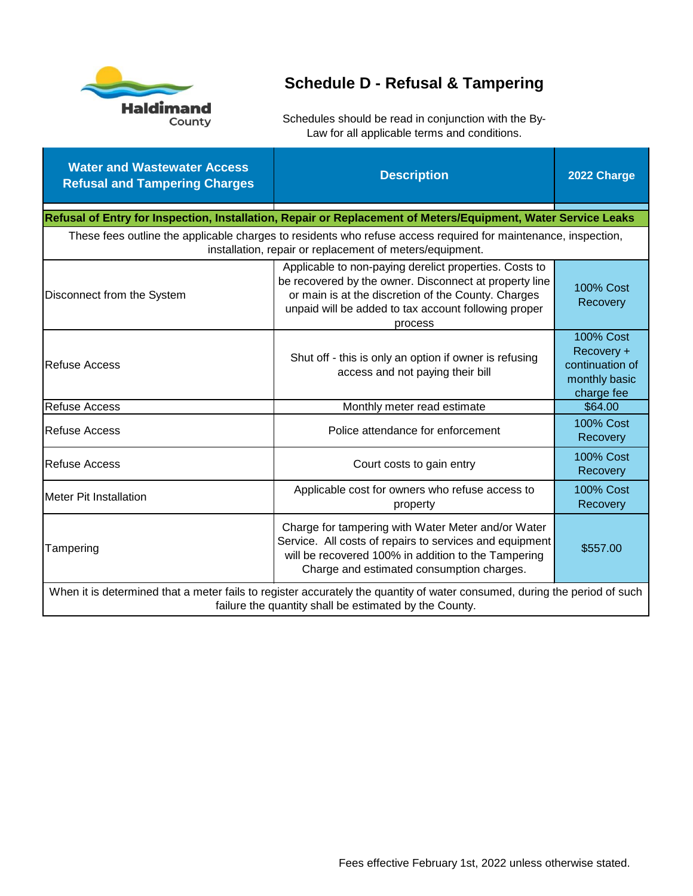# Schedule D - Refusal & Tampering

Schedules should be read in conjunction with the By-Law for all applicable terms and conditions.

| Water and Wastewater Access Refusal and Tampering Charges | Description | 2022 Charge |
|---|---|---|
| **Refusal of Entry for Inspection, Installation, Repair or Replacement of Meters/Equipment, Water Service Leaks** | | |
| These fees outline the applicable charges to residents who refuse access required for maintenance, inspection, installation, repair or replacement of meters/equipment. | | |
| Disconnect from the System | Applicable to non-paying derelict properties. Costs to be recovered by the owner. Disconnect at property line or main is at the discretion of the County. Charges unpaid will be added to tax account following proper process | 100% Cost Recovery |
| Refuse Access | Shut off - this is only an option if owner is refusing access and not paying their bill | 100% Cost Recovery + continuation of monthly basic charge fee |
| Refuse Access | Monthly meter read estimate | $64.00 |
| Refuse Access | Police attendance for enforcement | 100% Cost Recovery |
| Refuse Access | Court costs to gain entry | 100% Cost Recovery |
| Meter Pit Installation | Applicable cost for owners who refuse access to property | 100% Cost Recovery |
| Tampering | Charge for tampering with Water Meter and/or Water Service. All costs of repairs to services and equipment will be recovered 100% in addition to the Tampering Charge and estimated consumption charges. | $557.00 |
| When it is determined that a meter fails to register accurately the quantity of water consumed, during the period of such failure the quantity shall be estimated by the County. | | |

Fees effective February 1st, 2022 unless otherwise stated.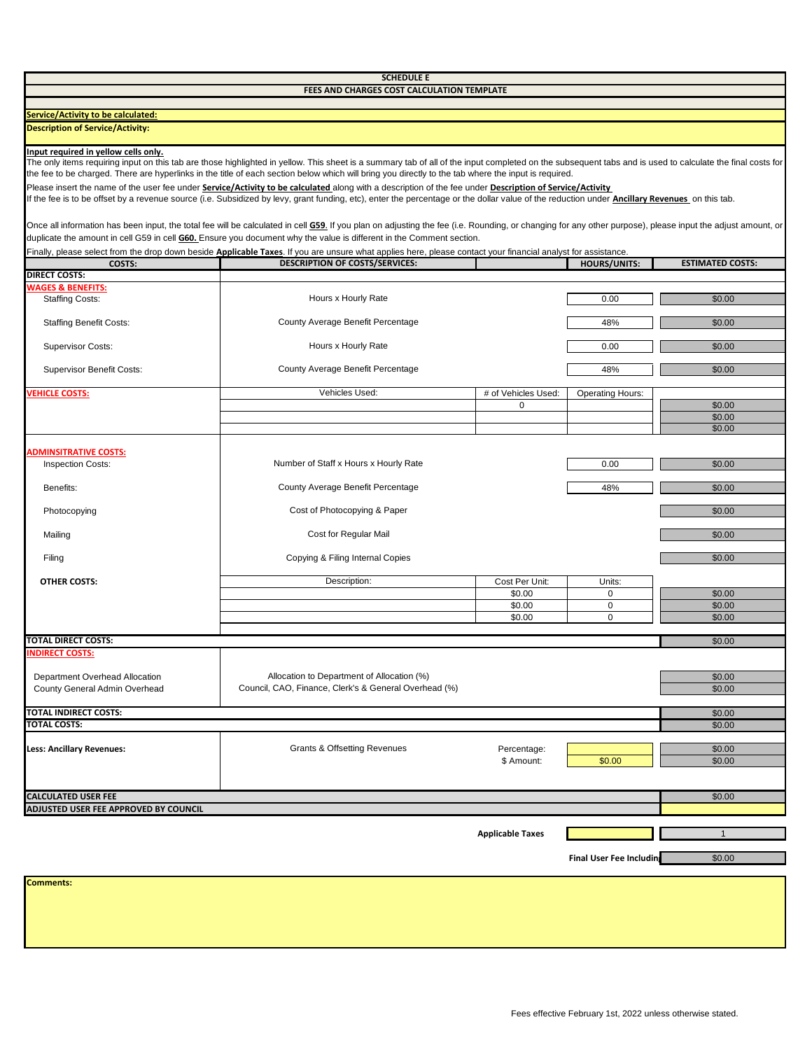# SCHEDULE E

## FEES AND CHARGES COST CALCULATION TEMPLATE

**Service/Activity to be calculated:**

**Description of Service/Activity:**

**Input required in yellow cells only.**

The only items requiring input on this tab are those highlighted in yellow. This sheet is a summary tab of all of the input completed on the subsequent tabs and is used to calculate the final costs for the fee to be charged. There are hyperlinks in the title of each section below which will bring you directly to the tab where the input is required.

Please insert the name of the user fee under **Service/Activity to be calculated** along with a description of the fee under **Description of Service/Activity**

If the fee is to be offset by a revenue source (i.e. Subsidized by levy, grant funding, etc), enter the percentage or the dollar value of the reduction under **Ancillary Revenues** on this tab.

Once all information has been input, the total fee will be calculated in cell **G59.** If you plan on adjusting the fee (i.e. Rounding, or changing for any other purpose), please input the adjust amount, or duplicate the amount in cell G59 in cell **G60.** Ensure you document why the value is different in the Comment section.

Finally, please select from the drop down beside **Applicable Taxes**. If you are unsure what applies here, please contact your financial analyst for assistance.

| COSTS: | DESCRIPTION OF COSTS/SERVICES: | | HOURS/UNITS: | ESTIMATED COSTS: |
|---|---|---|---|---|
| **DIRECT COSTS:** | | | | |
| **WAGES & BENEFITS:** | | | | |
| Staffing Costs: | Hours x Hourly Rate | | 0.00 | $0.00 |
| Staffing Benefit Costs: | County Average Benefit Percentage | | 48% | $0.00 |
| Supervisor Costs: | Hours x Hourly Rate | | 0.00 | $0.00 |
| Supervisor Benefit Costs: | County Average Benefit Percentage | | 48% | $0.00 |
| **VEHICLE COSTS:** | Vehicles Used: | # of Vehicles Used: | Operating Hours: | |
| | | 0 | | $0.00 |
| | | | | $0.00 |
| | | | | $0.00 |
| **ADMINSITRATIVE COSTS:** | | | | |
| Inspection Costs: | Number of Staff x Hours x Hourly Rate | | 0.00 | $0.00 |
| Benefits: | County Average Benefit Percentage | | 48% | $0.00 |
| Photocopying | Cost of Photocopying & Paper | | | $0.00 |
| Mailing | Cost for Regular Mail | | | $0.00 |
| Filing | Copying & Filing Internal Copies | | | $0.00 |
| **OTHER COSTS:** | Description: | Cost Per Unit: | Units: | |
| | | $0.00 | 0 | $0.00 |
| | | $0.00 | 0 | $0.00 |
| | | $0.00 | 0 | $0.00 |
| **TOTAL DIRECT COSTS:** | | | | $0.00 |
| **INDIRECT COSTS:** | | | | |
| Department Overhead Allocation | Allocation to Department of Allocation (%) | | | $0.00 |
| County General Admin Overhead | Council, CAO, Finance, Clerk's & General Overhead (%) | | | $0.00 |
| **TOTAL INDIRECT COSTS:** | | | | $0.00 |
| **TOTAL COSTS:** | | | | $0.00 |
| **Less: Ancillary Revenues:** | Grants & Offsetting Revenues | Percentage: | | $0.00 |
| | | $ Amount: | $0.00 | $0.00 |
| **CALCULATED USER FEE** | | | | $0.00 |
| **ADJUSTED USER FEE APPROVED BY COUNCIL** | | | | |
| | | **Applicable Taxes** | | 1 |
| | | | **Final User Fee Includin** | $0.00 |

**Comments:**

Fees effective February 1st, 2022 unless otherwise stated.